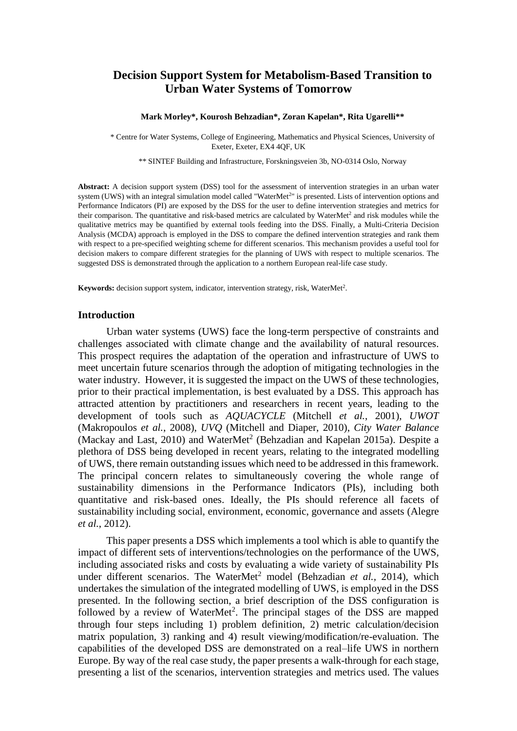# Decision Support System for Metabolism-Based Transition to Urban Water Systems of Tomorrow

**Mark Morley\*, Kourosh Behzadian\*, Zoran Kapelan\*, Rita Ugarelli\*\***

\* Centre for Water Systems, College of Engineering, Mathematics and Physical Sciences, University of Exeter, Exeter, EX4 4QF, UK

\*\* SINTEF Building and Infrastructure, Forskningsveien 3b, NO-0314 Oslo, Norway

**Abstract:** A decision support system (DSS) tool for the assessment of intervention strategies in an urban water system (UWS) with an integral simulation model called "WaterMet$^2$" is presented. Lists of intervention options and Performance Indicators (PI) are exposed by the DSS for the user to define intervention strategies and metrics for their comparison. The quantitative and risk-based metrics are calculated by WaterMet$^2$ and risk modules while the qualitative metrics may be quantified by external tools feeding into the DSS. Finally, a Multi-Criteria Decision Analysis (MCDA) approach is employed in the DSS to compare the defined intervention strategies and rank them with respect to a pre-specified weighting scheme for different scenarios. This mechanism provides a useful tool for decision makers to compare different strategies for the planning of UWS with respect to multiple scenarios. The suggested DSS is demonstrated through the application to a northern European real-life case study.

**Keywords:** decision support system, indicator, intervention strategy, risk, WaterMet$^2$.

## Introduction

Urban water systems (UWS) face the long-term perspective of constraints and challenges associated with climate change and the availability of natural resources. This prospect requires the adaptation of the operation and infrastructure of UWS to meet uncertain future scenarios through the adoption of mitigating technologies in the water industry. However, it is suggested the impact on the UWS of these technologies, prior to their practical implementation, is best evaluated by a DSS. This approach has attracted attention by practitioners and researchers in recent years, leading to the development of tools such as *AQUACYCLE* (Mitchell *et al.*, 2001), *UWOT* (Makropoulos *et al.*, 2008), *UVQ* (Mitchell and Diaper, 2010), *City Water Balance* (Mackay and Last, 2010) and WaterMet$^2$ (Behzadian and Kapelan 2015a). Despite a plethora of DSS being developed in recent years, relating to the integrated modelling of UWS, there remain outstanding issues which need to be addressed in this framework. The principal concern relates to simultaneously covering the whole range of sustainability dimensions in the Performance Indicators (PIs), including both quantitative and risk-based ones. Ideally, the PIs should reference all facets of sustainability including social, environment, economic, governance and assets (Alegre *et al.*, 2012).

This paper presents a DSS which implements a tool which is able to quantify the impact of different sets of interventions/technologies on the performance of the UWS, including associated risks and costs by evaluating a wide variety of sustainability PIs under different scenarios. The WaterMet$^2$ model (Behzadian *et al.*, 2014), which undertakes the simulation of the integrated modelling of UWS, is employed in the DSS presented. In the following section, a brief description of the DSS configuration is followed by a review of WaterMet$^2$. The principal stages of the DSS are mapped through four steps including 1) problem definition, 2) metric calculation/decision matrix population, 3) ranking and 4) result viewing/modification/re-evaluation. The capabilities of the developed DSS are demonstrated on a real–life UWS in northern Europe. By way of the real case study, the paper presents a walk-through for each stage, presenting a list of the scenarios, intervention strategies and metrics used. The values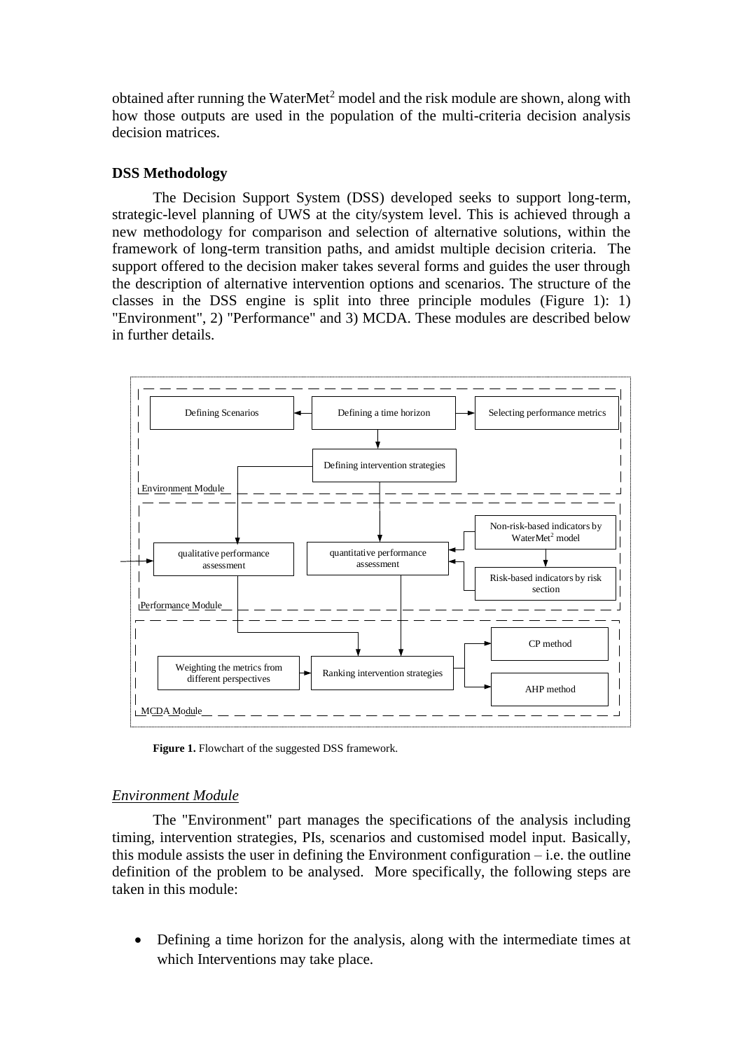obtained after running the WaterMet$^2$ model and the risk module are shown, along with how those outputs are used in the population of the multi-criteria decision analysis decision matrices.

**DSS Methodology**

The Decision Support System (DSS) developed seeks to support long-term, strategic-level planning of UWS at the city/system level. This is achieved through a new methodology for comparison and selection of alternative solutions, within the framework of long-term transition paths, and amidst multiple decision criteria. The support offered to the decision maker takes several forms and guides the user through the description of alternative intervention options and scenarios. The structure of the classes in the DSS engine is split into three principle modules (Figure 1): 1) "Environment", 2) "Performance" and 3) MCDA. These modules are described below in further details.

**Figure 1.** Flowchart of the suggested DSS framework.

*Environment Module*

The "Environment" part manages the specifications of the analysis including timing, intervention strategies, PIs, scenarios and customised model input. Basically, this module assists the user in defining the Environment configuration – i.e. the outline definition of the problem to be analysed. More specifically, the following steps are taken in this module:

- Defining a time horizon for the analysis, along with the intermediate times at which Interventions may take place.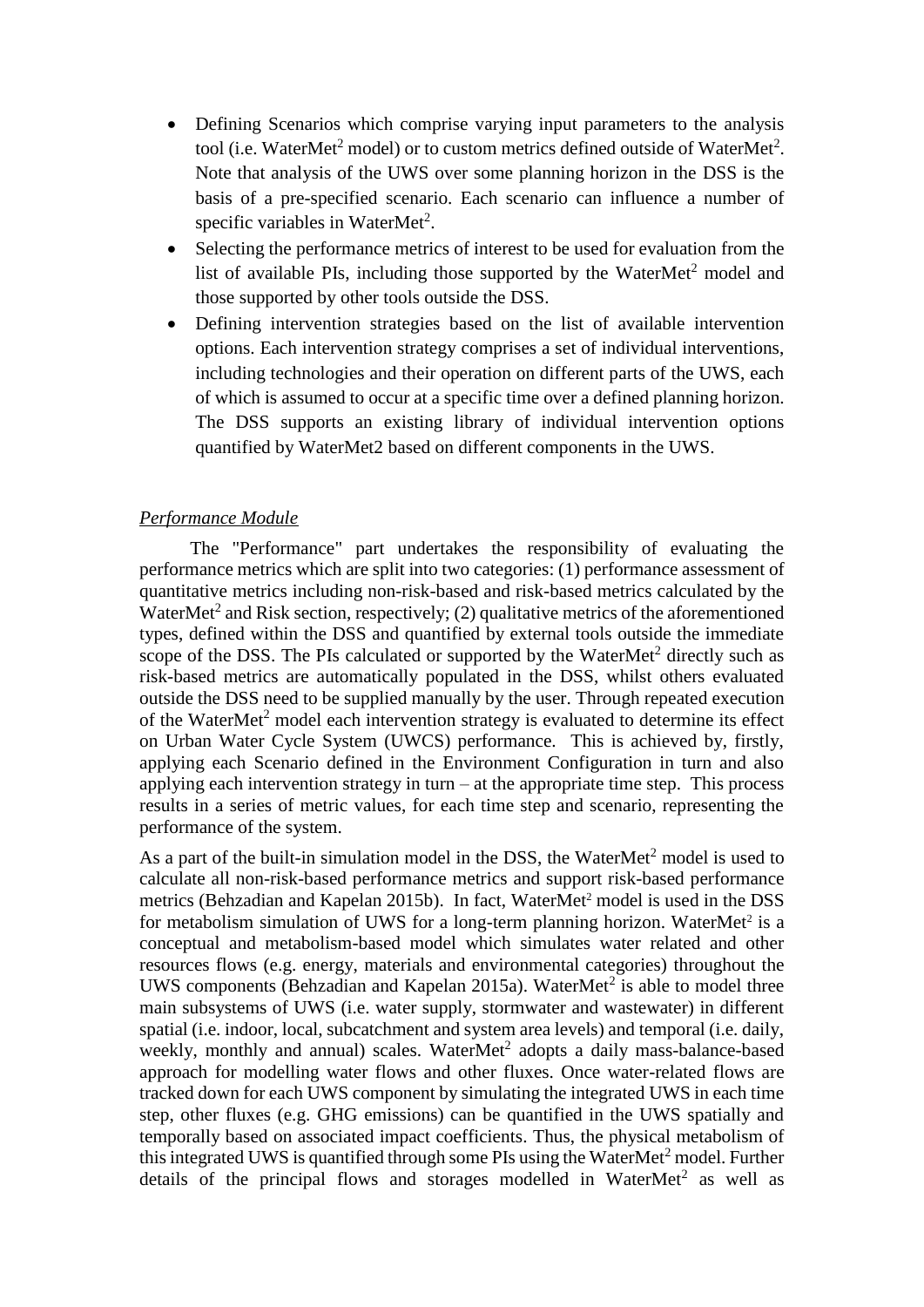- Defining Scenarios which comprise varying input parameters to the analysis tool (i.e. WaterMet$^2$ model) or to custom metrics defined outside of WaterMet$^2$. Note that analysis of the UWS over some planning horizon in the DSS is the basis of a pre-specified scenario. Each scenario can influence a number of specific variables in WaterMet$^2$.
- Selecting the performance metrics of interest to be used for evaluation from the list of available PIs, including those supported by the WaterMet$^2$ model and those supported by other tools outside the DSS.
- Defining intervention strategies based on the list of available intervention options. Each intervention strategy comprises a set of individual interventions, including technologies and their operation on different parts of the UWS, each of which is assumed to occur at a specific time over a defined planning horizon. The DSS supports an existing library of individual intervention options quantified by WaterMet2 based on different components in the UWS.

*Performance Module*

The "Performance" part undertakes the responsibility of evaluating the performance metrics which are split into two categories: (1) performance assessment of quantitative metrics including non-risk-based and risk-based metrics calculated by the WaterMet$^2$ and Risk section, respectively; (2) qualitative metrics of the aforementioned types, defined within the DSS and quantified by external tools outside the immediate scope of the DSS. The PIs calculated or supported by the WaterMet$^2$ directly such as risk-based metrics are automatically populated in the DSS, whilst others evaluated outside the DSS need to be supplied manually by the user. Through repeated execution of the WaterMet$^2$ model each intervention strategy is evaluated to determine its effect on Urban Water Cycle System (UWCS) performance. This is achieved by, firstly, applying each Scenario defined in the Environment Configuration in turn and also applying each intervention strategy in turn – at the appropriate time step. This process results in a series of metric values, for each time step and scenario, representing the performance of the system.

As a part of the built-in simulation model in the DSS, the WaterMet$^2$ model is used to calculate all non-risk-based performance metrics and support risk-based performance metrics (Behzadian and Kapelan 2015b). In fact, WaterMet$^2$ model is used in the DSS for metabolism simulation of UWS for a long-term planning horizon. WaterMet$^2$ is a conceptual and metabolism-based model which simulates water related and other resources flows (e.g. energy, materials and environmental categories) throughout the UWS components (Behzadian and Kapelan 2015a). WaterMet$^2$ is able to model three main subsystems of UWS (i.e. water supply, stormwater and wastewater) in different spatial (i.e. indoor, local, subcatchment and system area levels) and temporal (i.e. daily, weekly, monthly and annual) scales. WaterMet$^2$ adopts a daily mass-balance-based approach for modelling water flows and other fluxes. Once water-related flows are tracked down for each UWS component by simulating the integrated UWS in each time step, other fluxes (e.g. GHG emissions) can be quantified in the UWS spatially and temporally based on associated impact coefficients. Thus, the physical metabolism of this integrated UWS is quantified through some PIs using the WaterMet$^2$ model. Further details of the principal flows and storages modelled in WaterMet$^2$ as well as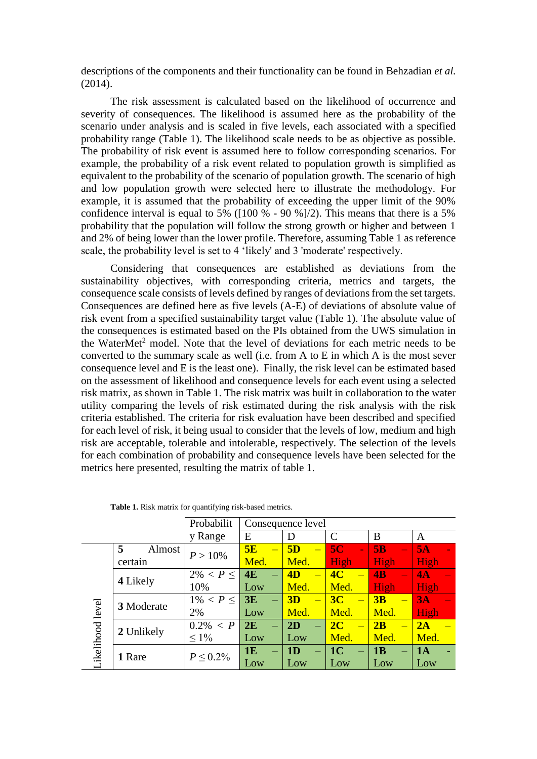descriptions of the components and their functionality can be found in Behzadian *et al.* (2014).

The risk assessment is calculated based on the likelihood of occurrence and severity of consequences. The likelihood is assumed here as the probability of the scenario under analysis and is scaled in five levels, each associated with a specified probability range (Table 1). The likelihood scale needs to be as objective as possible. The probability of risk event is assumed here to follow corresponding scenarios. For example, the probability of a risk event related to population growth is simplified as equivalent to the probability of the scenario of population growth. The scenario of high and low population growth were selected here to illustrate the methodology. For example, it is assumed that the probability of exceeding the upper limit of the 90% confidence interval is equal to 5% ([100 % - 90 %]/2). This means that there is a 5% probability that the population will follow the strong growth or higher and between 1 and 2% of being lower than the lower profile. Therefore, assuming Table 1 as reference scale, the probability level is set to 4 'likely' and 3 'moderate' respectively.

Considering that consequences are established as deviations from the sustainability objectives, with corresponding criteria, metrics and targets, the consequence scale consists of levels defined by ranges of deviations from the set targets. Consequences are defined here as five levels (A-E) of deviations of absolute value of risk event from a specified sustainability target value (Table 1). The absolute value of the consequences is estimated based on the PIs obtained from the UWS simulation in the WaterMet[2] model. Note that the level of deviations for each metric needs to be converted to the summary scale as well (i.e. from A to E in which A is the most sever consequence level and E is the least one). Finally, the risk level can be estimated based on the assessment of likelihood and consequence levels for each event using a selected risk matrix, as shown in Table 1. The risk matrix was built in collaboration to the water utility comparing the levels of risk estimated during the risk analysis with the risk criteria established. The criteria for risk evaluation have been described and specified for each level of risk, it being usual to consider that the levels of low, medium and high risk are acceptable, tolerable and intolerable, respectively. The selection of the levels for each combination of probability and consequence levels have been selected for the metrics here presented, resulting the matrix of table 1.

**Table 1.** Risk matrix for quantifying risk-based metrics.

| Likelihood level | | Probability Range | Consequence level | | | | |
|---|---|---|---|---|---|---|---|
| | | | E | D | C | B | A |
| | **5** Almost certain | $P > 10\%$ | **5E** – Med. | **5D** – Med. | **5C** - High | **5B** – High | **5A** - High |
| | **4** Likely | $2\% < P \leq 10\%$ | **4E** – Low | **4D** – Med. | **4C** – Med. | **4B** – High | **4A** – High |
| | **3** Moderate | $1\% < P \leq 2\%$ | **3E** – Low | **3D** – Med. | **3C** – Med. | **3B** – Med. | **3A** – High |
| | **2** Unlikely | $0.2\% < P \leq 1\%$ | **2E** – Low | **2D** – Low | **2C** – Med. | **2B** – Med. | **2A** – Med. |
| | **1** Rare | $P \leq 0.2\%$ | **1E** – Low | **1D** – Low | **1C** – Low | **1B** – Low | **1A** - Low |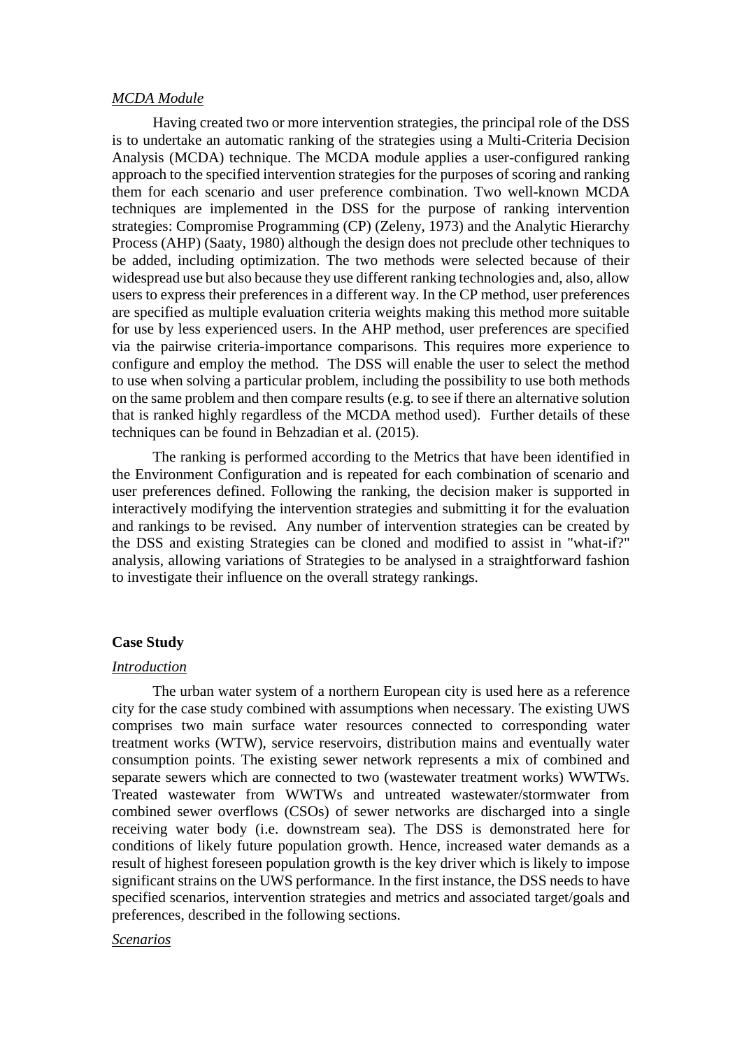*MCDA Module*

Having created two or more intervention strategies, the principal role of the DSS is to undertake an automatic ranking of the strategies using a Multi-Criteria Decision Analysis (MCDA) technique. The MCDA module applies a user-configured ranking approach to the specified intervention strategies for the purposes of scoring and ranking them for each scenario and user preference combination. Two well-known MCDA techniques are implemented in the DSS for the purpose of ranking intervention strategies: Compromise Programming (CP) (Zeleny, 1973) and the Analytic Hierarchy Process (AHP) (Saaty, 1980) although the design does not preclude other techniques to be added, including optimization. The two methods were selected because of their widespread use but also because they use different ranking technologies and, also, allow users to express their preferences in a different way. In the CP method, user preferences are specified as multiple evaluation criteria weights making this method more suitable for use by less experienced users. In the AHP method, user preferences are specified via the pairwise criteria-importance comparisons. This requires more experience to configure and employ the method. The DSS will enable the user to select the method to use when solving a particular problem, including the possibility to use both methods on the same problem and then compare results (e.g. to see if there an alternative solution that is ranked highly regardless of the MCDA method used). Further details of these techniques can be found in Behzadian et al. (2015).

The ranking is performed according to the Metrics that have been identified in the Environment Configuration and is repeated for each combination of scenario and user preferences defined. Following the ranking, the decision maker is supported in interactively modifying the intervention strategies and submitting it for the evaluation and rankings to be revised. Any number of intervention strategies can be created by the DSS and existing Strategies can be cloned and modified to assist in "what-if?" analysis, allowing variations of Strategies to be analysed in a straightforward fashion to investigate their influence on the overall strategy rankings.

**Case Study**

*Introduction*

The urban water system of a northern European city is used here as a reference city for the case study combined with assumptions when necessary. The existing UWS comprises two main surface water resources connected to corresponding water treatment works (WTW), service reservoirs, distribution mains and eventually water consumption points. The existing sewer network represents a mix of combined and separate sewers which are connected to two (wastewater treatment works) WWTWs. Treated wastewater from WWTWs and untreated wastewater/stormwater from combined sewer overflows (CSOs) of sewer networks are discharged into a single receiving water body (i.e. downstream sea). The DSS is demonstrated here for conditions of likely future population growth. Hence, increased water demands as a result of highest foreseen population growth is the key driver which is likely to impose significant strains on the UWS performance. In the first instance, the DSS needs to have specified scenarios, intervention strategies and metrics and associated target/goals and preferences, described in the following sections.

*Scenarios*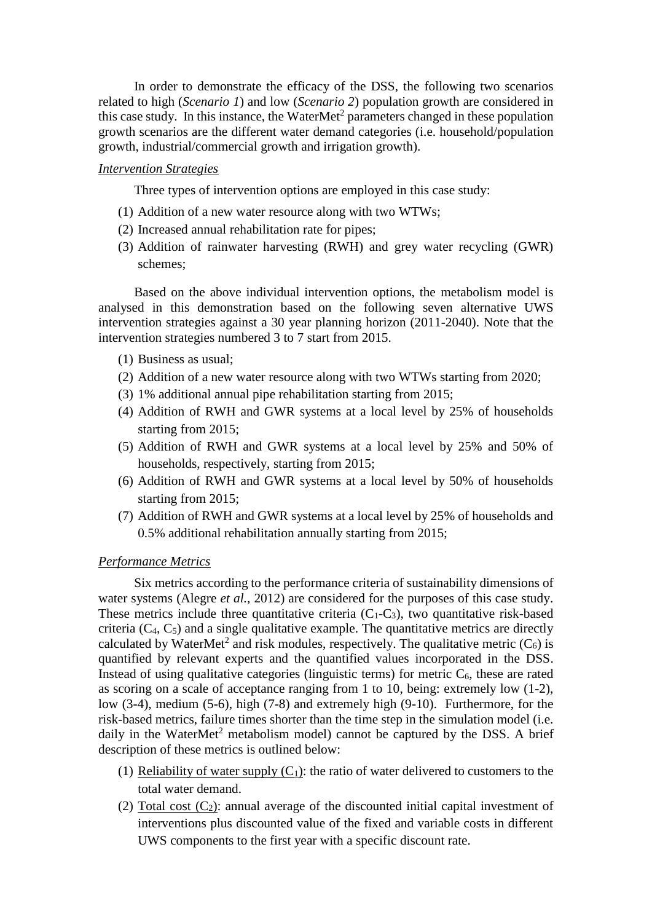In order to demonstrate the efficacy of the DSS, the following two scenarios related to high (*Scenario 1*) and low (*Scenario 2*) population growth are considered in this case study. In this instance, the WaterMet$^2$ parameters changed in these population growth scenarios are the different water demand categories (i.e. household/population growth, industrial/commercial growth and irrigation growth).

*Intervention Strategies*

Three types of intervention options are employed in this case study:

(1) Addition of a new water resource along with two WTWs;
(2) Increased annual rehabilitation rate for pipes;
(3) Addition of rainwater harvesting (RWH) and grey water recycling (GWR) schemes;

Based on the above individual intervention options, the metabolism model is analysed in this demonstration based on the following seven alternative UWS intervention strategies against a 30 year planning horizon (2011-2040). Note that the intervention strategies numbered 3 to 7 start from 2015.

(1) Business as usual;
(2) Addition of a new water resource along with two WTWs starting from 2020;
(3) 1% additional annual pipe rehabilitation starting from 2015;
(4) Addition of RWH and GWR systems at a local level by 25% of households starting from 2015;
(5) Addition of RWH and GWR systems at a local level by 25% and 50% of households, respectively, starting from 2015;
(6) Addition of RWH and GWR systems at a local level by 50% of households starting from 2015;
(7) Addition of RWH and GWR systems at a local level by 25% of households and 0.5% additional rehabilitation annually starting from 2015;

*Performance Metrics*

Six metrics according to the performance criteria of sustainability dimensions of water systems (Alegre *et al.*, 2012) are considered for the purposes of this case study. These metrics include three quantitative criteria ($C_1$-$C_3$), two quantitative risk-based criteria ($C_4$, $C_5$) and a single qualitative example. The quantitative metrics are directly calculated by WaterMet$^2$ and risk modules, respectively. The qualitative metric ($C_6$) is quantified by relevant experts and the quantified values incorporated in the DSS. Instead of using qualitative categories (linguistic terms) for metric $C_6$, these are rated as scoring on a scale of acceptance ranging from 1 to 10, being: extremely low (1-2), low (3-4), medium (5-6), high (7-8) and extremely high (9-10). Furthermore, for the risk-based metrics, failure times shorter than the time step in the simulation model (i.e. daily in the WaterMet$^2$ metabolism model) cannot be captured by the DSS. A brief description of these metrics is outlined below:

(1) Reliability of water supply ($C_1$): the ratio of water delivered to customers to the total water demand.
(2) Total cost ($C_2$): annual average of the discounted initial capital investment of interventions plus discounted value of the fixed and variable costs in different UWS components to the first year with a specific discount rate.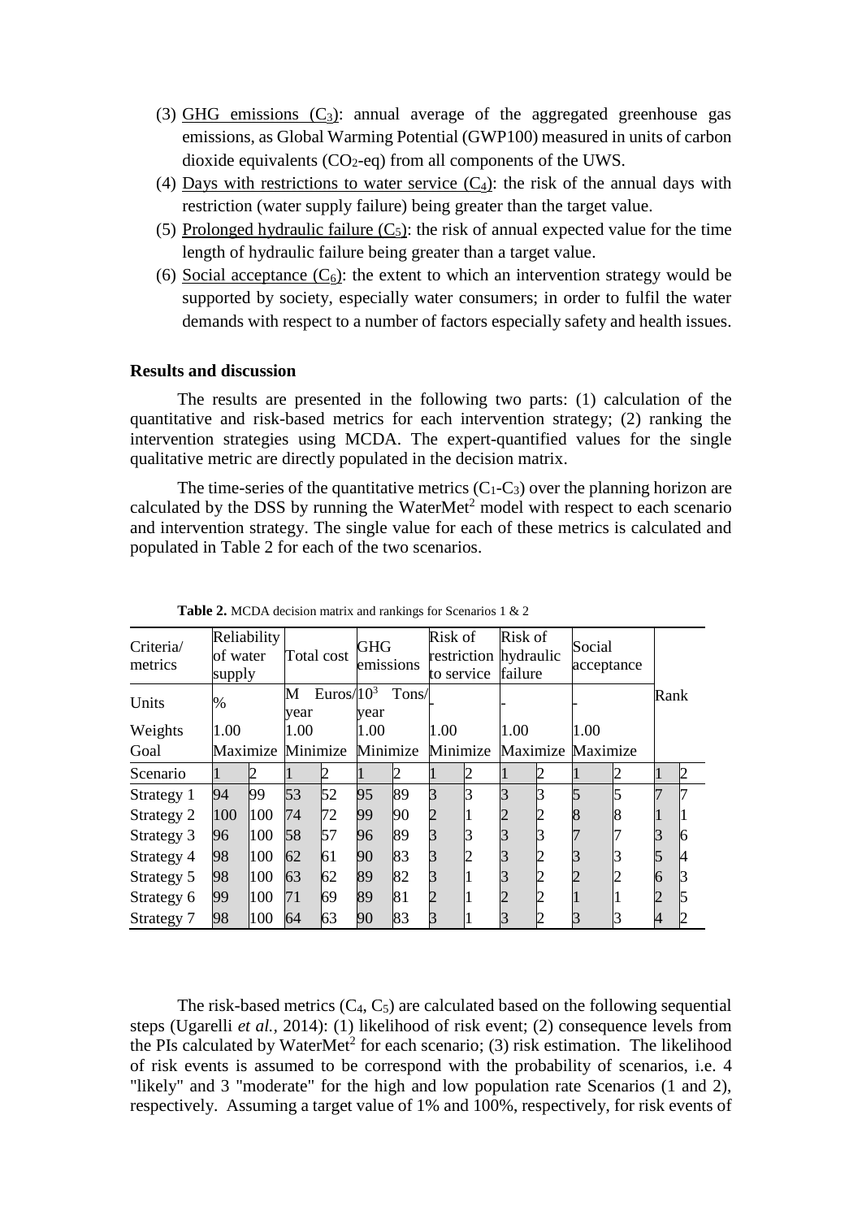(3) GHG emissions ($C_3$): annual average of the aggregated greenhouse gas emissions, as Global Warming Potential (GWP100) measured in units of carbon dioxide equivalents ($CO_2$-eq) from all components of the UWS.

(4) Days with restrictions to water service ($C_4$): the risk of the annual days with restriction (water supply failure) being greater than the target value.

(5) Prolonged hydraulic failure ($C_5$): the risk of annual expected value for the time length of hydraulic failure being greater than a target value.

(6) Social acceptance ($C_6$): the extent to which an intervention strategy would be supported by society, especially water consumers; in order to fulfil the water demands with respect to a number of factors especially safety and health issues.

## Results and discussion

The results are presented in the following two parts: (1) calculation of the quantitative and risk-based metrics for each intervention strategy; (2) ranking the intervention strategies using MCDA. The expert-quantified values for the single qualitative metric are directly populated in the decision matrix.

The time-series of the quantitative metrics ($C_1$-$C_3$) over the planning horizon are calculated by the DSS by running the WaterMet[2] model with respect to each scenario and intervention strategy. The single value for each of these metrics is calculated and populated in Table 2 for each of the two scenarios.

**Table 2.** MCDA decision matrix and rankings for Scenarios 1 & 2

| Criteria/ metrics | Reliability of water supply | | Total cost | | GHG emissions | | Risk of restriction to service | | Risk of hydraulic failure | | Social acceptance | | Rank | |
|---|---|---|---|---|---|---|---|---|---|---|---|---|---|---|
| Units | % | | M Euros/ year | | $10^3$ Tons/ year | | - | | - | | - | | | |
| Weights | 1.00 | | 1.00 | | 1.00 | | 1.00 | | 1.00 | | 1.00 | | | |
| Goal | Maximize | | Minimize | | Minimize | | Minimize | | Maximize | | Maximize | | | |
| Scenario | 1 | 2 | 1 | 2 | 1 | 2 | 1 | 2 | 1 | 2 | 1 | 2 | 1 | 2 |
| Strategy 1 | 94 | 99 | 53 | 52 | 95 | 89 | 3 | 3 | 3 | 3 | 5 | 5 | 7 | 7 |
| Strategy 2 | 100 | 100 | 74 | 72 | 99 | 90 | 2 | 1 | 2 | 2 | 8 | 8 | 1 | 1 |
| Strategy 3 | 96 | 100 | 58 | 57 | 96 | 89 | 3 | 3 | 3 | 3 | 7 | 7 | 3 | 6 |
| Strategy 4 | 98 | 100 | 62 | 61 | 90 | 83 | 3 | 2 | 3 | 2 | 3 | 3 | 5 | 4 |
| Strategy 5 | 98 | 100 | 63 | 62 | 89 | 82 | 3 | 1 | 3 | 2 | 2 | 2 | 6 | 3 |
| Strategy 6 | 99 | 100 | 71 | 69 | 89 | 81 | 2 | 1 | 2 | 2 | 1 | 1 | 2 | 5 |
| Strategy 7 | 98 | 100 | 64 | 63 | 90 | 83 | 3 | 1 | 3 | 2 | 3 | 3 | 4 | 2 |

The risk-based metrics ($C_4$, $C_5$) are calculated based on the following sequential steps (Ugarelli *et al.*, 2014): (1) likelihood of risk event; (2) consequence levels from the PIs calculated by WaterMet[2] for each scenario; (3) risk estimation. The likelihood of risk events is assumed to be correspond with the probability of scenarios, i.e. 4 "likely" and 3 "moderate" for the high and low population rate Scenarios (1 and 2), respectively. Assuming a target value of 1% and 100%, respectively, for risk events of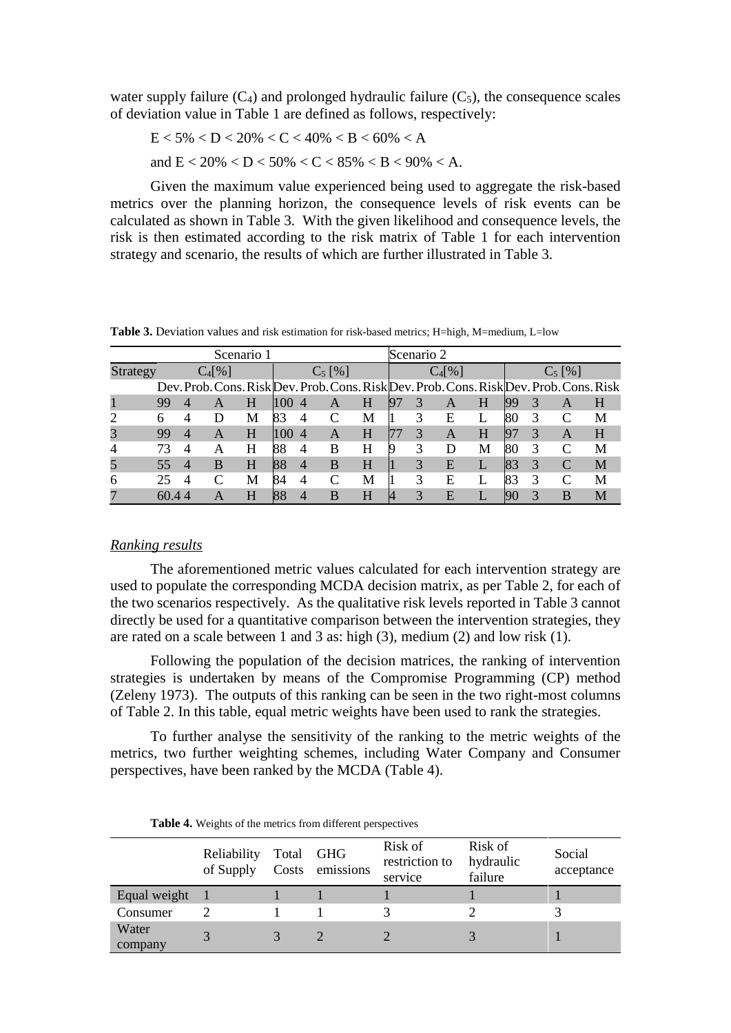water supply failure ($C_4$) and prolonged hydraulic failure ($C_5$), the consequence scales of deviation value in Table 1 are defined as follows, respectively:

E < 5% < D < 20% < C < 40% < B < 60% < A

and E < 20% < D < 50% < C < 85% < B < 90% < A.

Given the maximum value experienced being used to aggregate the risk-based metrics over the planning horizon, the consequence levels of risk events can be calculated as shown in Table 3. With the given likelihood and consequence levels, the risk is then estimated according to the risk matrix of Table 1 for each intervention strategy and scenario, the results of which are further illustrated in Table 3.

**Table 3.** Deviation values and risk estimation for risk-based metrics; H=high, M=medium, L=low

| | Scenario 1 | | | | | | | | Scenario 2 | | | | | | | |
|---|---|---|---|---|---|---|---|---|---|---|---|---|---|---|---|---|
| Strategy | $C_4$[%] | | | | $C_5$ [%] | | | | $C_4$[%] | | | | $C_5$ [%] | | | |
| | Dev. | Prob. | Cons. | Risk | Dev. | Prob. | Cons. | Risk | Dev. | Prob. | Cons. | Risk | Dev. | Prob. | Cons. | Risk |
| 1 | 99 | 4 | A | H | 100 | 4 | A | H | 97 | 3 | A | H | 99 | 3 | A | H |
| 2 | 6 | 4 | D | M | 83 | 4 | C | M | 1 | 3 | E | L | 80 | 3 | C | M |
| 3 | 99 | 4 | A | H | 100 | 4 | A | H | 77 | 3 | A | H | 97 | 3 | A | H |
| 4 | 73 | 4 | A | H | 88 | 4 | B | H | 9 | 3 | D | M | 80 | 3 | C | M |
| 5 | 55 | 4 | B | H | 88 | 4 | B | H | 1 | 3 | E | L | 83 | 3 | C | M |
| 6 | 25 | 4 | C | M | 84 | 4 | C | M | 1 | 3 | E | L | 83 | 3 | C | M |
| 7 | 60.4 | 4 | A | H | 88 | 4 | B | H | 4 | 3 | E | L | 90 | 3 | B | M |

*Ranking results*

The aforementioned metric values calculated for each intervention strategy are used to populate the corresponding MCDA decision matrix, as per Table 2, for each of the two scenarios respectively. As the qualitative risk levels reported in Table 3 cannot directly be used for a quantitative comparison between the intervention strategies, they are rated on a scale between 1 and 3 as: high (3), medium (2) and low risk (1).

Following the population of the decision matrices, the ranking of intervention strategies is undertaken by means of the Compromise Programming (CP) method (Zeleny 1973). The outputs of this ranking can be seen in the two right-most columns of Table 2. In this table, equal metric weights have been used to rank the strategies.

To further analyse the sensitivity of the ranking to the metric weights of the metrics, two further weighting schemes, including Water Company and Consumer perspectives, have been ranked by the MCDA (Table 4).

**Table 4.** Weights of the metrics from different perspectives

| | Reliability of Supply | Total Costs | GHG emissions | Risk of restriction to service | Risk of hydraulic failure | Social acceptance |
|---|---|---|---|---|---|---|
| Equal weight | 1 | 1 | 1 | 1 | 1 | 1 |
| Consumer | 2 | 1 | 1 | 3 | 2 | 3 |
| Water company | 3 | 3 | 2 | 2 | 3 | 1 |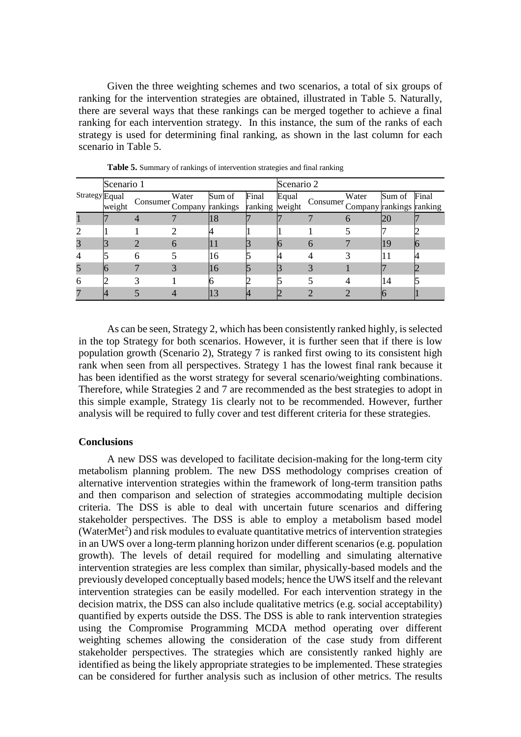Given the three weighting schemes and two scenarios, a total of six groups of ranking for the intervention strategies are obtained, illustrated in Table 5. Naturally, there are several ways that these rankings can be merged together to achieve a final ranking for each intervention strategy. In this instance, the sum of the ranks of each strategy is used for determining final ranking, as shown in the last column for each scenario in Table 5.

**Table 5.** Summary of rankings of intervention strategies and final ranking

| Strategy | Scenario 1 | | | | | Scenario 2 | | | | |
|---|---|---|---|---|---|---|---|---|---|---|
| | Equal weight | Consumer | Water Company | Sum of rankings | Final ranking | Equal weight | Consumer | Water Company | Sum of rankings | Final ranking |
| 1 | 7 | 4 | 7 | 18 | 7 | 7 | 7 | 6 | 20 | 7 |
| 2 | 1 | 1 | 2 | 4 | 1 | 1 | 1 | 5 | 7 | 2 |
| 3 | 3 | 2 | 6 | 11 | 3 | 6 | 6 | 7 | 19 | 6 |
| 4 | 5 | 6 | 5 | 16 | 5 | 4 | 4 | 3 | 11 | 4 |
| 5 | 6 | 7 | 3 | 16 | 5 | 3 | 3 | 1 | 7 | 2 |
| 6 | 2 | 3 | 1 | 6 | 2 | 5 | 5 | 4 | 14 | 5 |
| 7 | 4 | 5 | 4 | 13 | 4 | 2 | 2 | 2 | 6 | 1 |

As can be seen, Strategy 2, which has been consistently ranked highly, is selected in the top Strategy for both scenarios. However, it is further seen that if there is low population growth (Scenario 2), Strategy 7 is ranked first owing to its consistent high rank when seen from all perspectives. Strategy 1 has the lowest final rank because it has been identified as the worst strategy for several scenario/weighting combinations. Therefore, while Strategies 2 and 7 are recommended as the best strategies to adopt in this simple example, Strategy 1is clearly not to be recommended. However, further analysis will be required to fully cover and test different criteria for these strategies.

## Conclusions

A new DSS was developed to facilitate decision-making for the long-term city metabolism planning problem. The new DSS methodology comprises creation of alternative intervention strategies within the framework of long-term transition paths and then comparison and selection of strategies accommodating multiple decision criteria. The DSS is able to deal with uncertain future scenarios and differing stakeholder perspectives. The DSS is able to employ a metabolism based model (WaterMet$^2$) and risk modules to evaluate quantitative metrics of intervention strategies in an UWS over a long-term planning horizon under different scenarios (e.g. population growth). The levels of detail required for modelling and simulating alternative intervention strategies are less complex than similar, physically-based models and the previously developed conceptually based models; hence the UWS itself and the relevant intervention strategies can be easily modelled. For each intervention strategy in the decision matrix, the DSS can also include qualitative metrics (e.g. social acceptability) quantified by experts outside the DSS. The DSS is able to rank intervention strategies using the Compromise Programming MCDA method operating over different weighting schemes allowing the consideration of the case study from different stakeholder perspectives. The strategies which are consistently ranked highly are identified as being the likely appropriate strategies to be implemented. These strategies can be considered for further analysis such as inclusion of other metrics. The results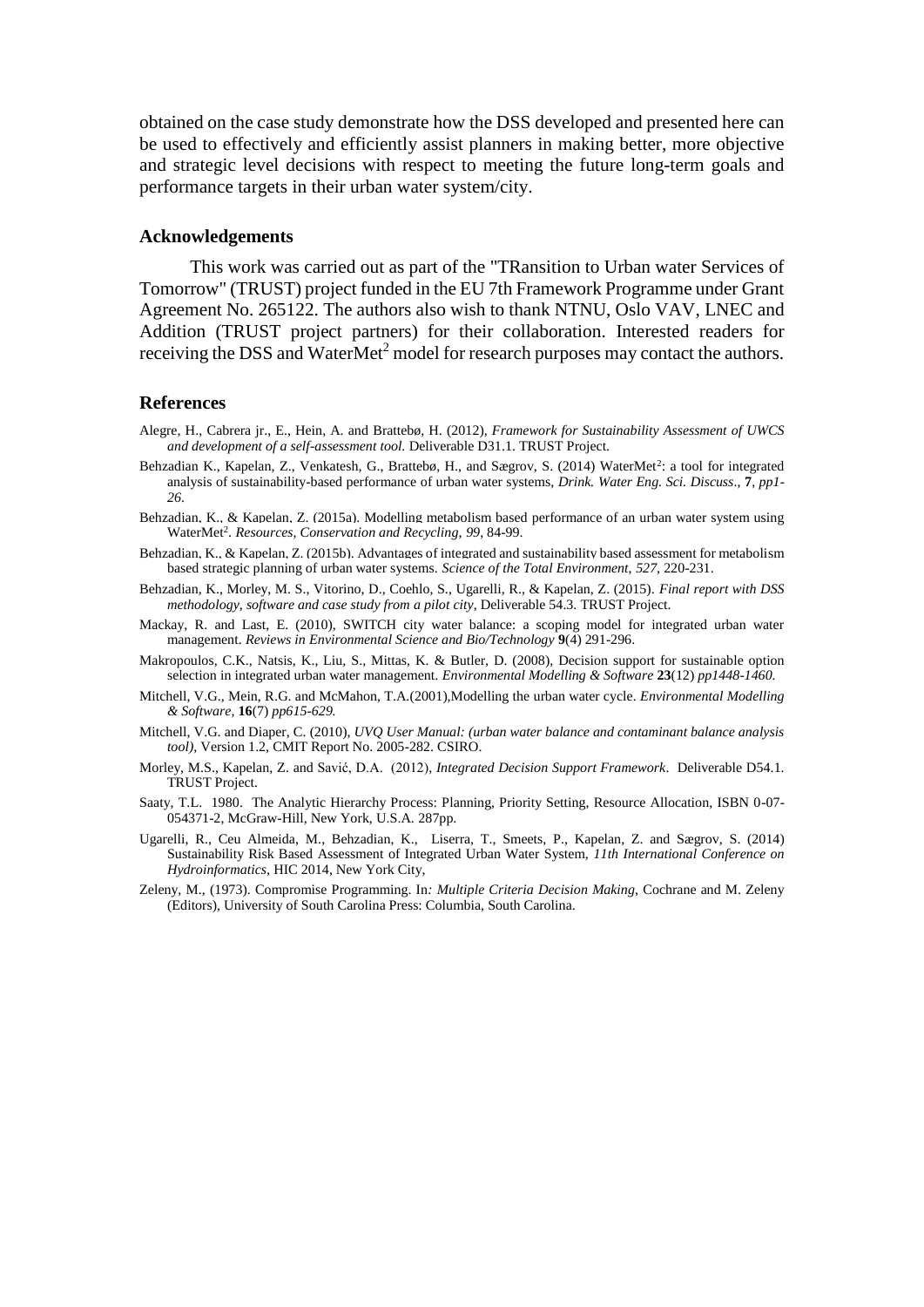obtained on the case study demonstrate how the DSS developed and presented here can be used to effectively and efficiently assist planners in making better, more objective and strategic level decisions with respect to meeting the future long-term goals and performance targets in their urban water system/city.

## Acknowledgements

This work was carried out as part of the "TRansition to Urban water Services of Tomorrow" (TRUST) project funded in the EU 7th Framework Programme under Grant Agreement No. 265122. The authors also wish to thank NTNU, Oslo VAV, LNEC and Addition (TRUST project partners) for their collaboration. Interested readers for receiving the DSS and WaterMet$^2$ model for research purposes may contact the authors.

## References

Alegre, H., Cabrera jr., E., Hein, A. and Brattebø, H. (2012), *Framework for Sustainability Assessment of UWCS and development of a self-assessment tool.* Deliverable D31.1. TRUST Project.

Behzadian K., Kapelan, Z., Venkatesh, G., Brattebø, H., and Sægrov, S. (2014) WaterMet$^2$: a tool for integrated analysis of sustainability-based performance of urban water systems, *Drink. Water Eng. Sci. Discuss*., **7**, *pp1-26*.

Behzadian, K., & Kapelan, Z. (2015a). Modelling metabolism based performance of an urban water system using WaterMet$^2$. *Resources, Conservation and Recycling*, *99*, 84-99.

Behzadian, K., & Kapelan, Z. (2015b). Advantages of integrated and sustainability based assessment for metabolism based strategic planning of urban water systems. *Science of the Total Environment*, *527*, 220-231.

Behzadian, K., Morley, M. S., Vitorino, D., Coehlo, S., Ugarelli, R., & Kapelan, Z. (2015). *Final report with DSS methodology, software and case study from a pilot city*, Deliverable 54.3. TRUST Project.

Mackay, R. and Last, E. (2010), SWITCH city water balance: a scoping model for integrated urban water management. *Reviews in Environmental Science and Bio/Technology* **9**(4) 291-296.

Makropoulos, C.K., Natsis, K., Liu, S., Mittas, K. & Butler, D. (2008), Decision support for sustainable option selection in integrated urban water management. *Environmental Modelling & Software* **23**(12) *pp1448-1460.*

Mitchell, V.G., Mein, R.G. and McMahon, T.A.(2001),Modelling the urban water cycle. *Environmental Modelling & Software,* **16**(7) *pp615-629.*

Mitchell, V.G. and Diaper, C. (2010), *UVQ User Manual: (urban water balance and contaminant balance analysis tool),* Version 1.2, CMIT Report No. 2005-282. CSIRO.

Morley, M.S., Kapelan, Z. and Savić, D.A. (2012), *Integrated Decision Support Framework*. Deliverable D54.1. TRUST Project.

Saaty, T.L. 1980. The Analytic Hierarchy Process: Planning, Priority Setting, Resource Allocation, ISBN 0-07-054371-2, McGraw-Hill, New York, U.S.A. 287pp.

Ugarelli, R., Ceu Almeida, M., Behzadian, K., Liserra, T., Smeets, P., Kapelan, Z. and Sægrov, S. (2014) Sustainability Risk Based Assessment of Integrated Urban Water System, *11th International Conference on Hydroinformatics*, HIC 2014, New York City,

Zeleny, M., (1973). Compromise Programming. In*: Multiple Criteria Decision Making*, Cochrane and M. Zeleny (Editors), University of South Carolina Press: Columbia, South Carolina.